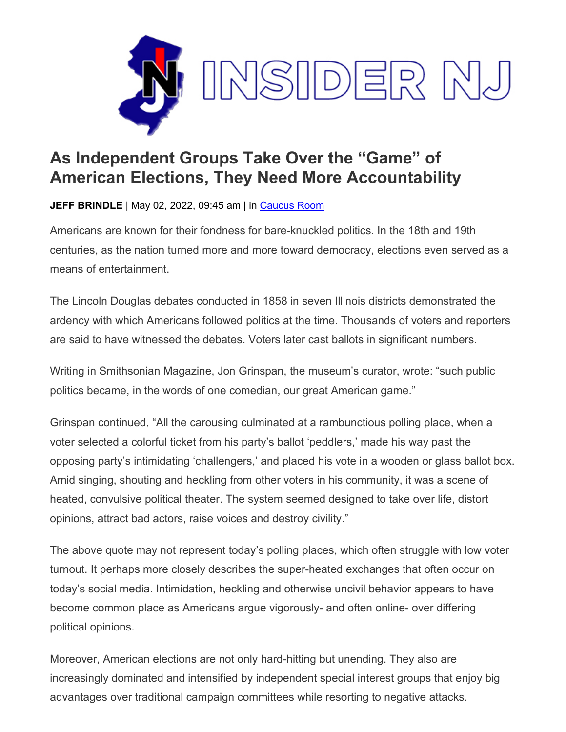# As Independent Groups Take Over the "Game" of American Elections, They Need More Accountability

**JEFF BRINDLE** | May 02, 2022, 09:45 am | in Caucus Room

Americans are known for their fondness for bare-knuckled politics. In the 18th and 19th centuries, as the nation turned more and more toward democracy, elections even served as a means of entertainment.

The Lincoln Douglas debates conducted in 1858 in seven Illinois districts demonstrated the ardency with which Americans followed politics at the time. Thousands of voters and reporters are said to have witnessed the debates. Voters later cast ballots in significant numbers.

Writing in Smithsonian Magazine, Jon Grinspan, the museum's curator, wrote: "such public politics became, in the words of one comedian, our great American game."

Grinspan continued, "All the carousing culminated at a rambunctious polling place, when a voter selected a colorful ticket from his party's ballot 'peddlers,' made his way past the opposing party's intimidating 'challengers,' and placed his vote in a wooden or glass ballot box. Amid singing, shouting and heckling from other voters in his community, it was a scene of heated, convulsive political theater. The system seemed designed to take over life, distort opinions, attract bad actors, raise voices and destroy civility."

The above quote may not represent today's polling places, which often struggle with low voter turnout. It perhaps more closely describes the super-heated exchanges that often occur on today's social media. Intimidation, heckling and otherwise uncivil behavior appears to have become common place as Americans argue vigorously- and often online- over differing political opinions.

Moreover, American elections are not only hard-hitting but unending. They also are increasingly dominated and intensified by independent special interest groups that enjoy big advantages over traditional campaign committees while resorting to negative attacks.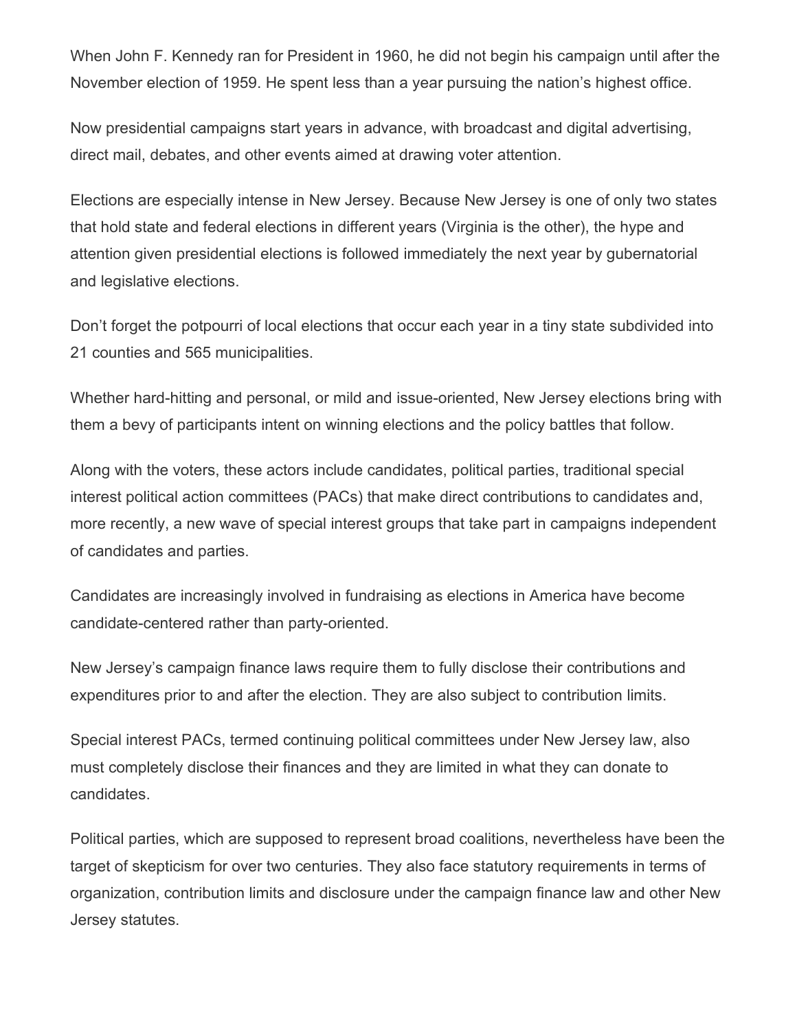When John F. Kennedy ran for President in 1960, he did not begin his campaign until after the November election of 1959. He spent less than a year pursuing the nation's highest office.

Now presidential campaigns start years in advance, with broadcast and digital advertising, direct mail, debates, and other events aimed at drawing voter attention.

Elections are especially intense in New Jersey. Because New Jersey is one of only two states that hold state and federal elections in different years (Virginia is the other), the hype and attention given presidential elections is followed immediately the next year by gubernatorial and legislative elections.

Don't forget the potpourri of local elections that occur each year in a tiny state subdivided into 21 counties and 565 municipalities.

Whether hard-hitting and personal, or mild and issue-oriented, New Jersey elections bring with them a bevy of participants intent on winning elections and the policy battles that follow.

Along with the voters, these actors include candidates, political parties, traditional special interest political action committees (PACs) that make direct contributions to candidates and, more recently, a new wave of special interest groups that take part in campaigns independent of candidates and parties.

Candidates are increasingly involved in fundraising as elections in America have become candidate-centered rather than party-oriented.

New Jersey's campaign finance laws require them to fully disclose their contributions and expenditures prior to and after the election. They are also subject to contribution limits.

Special interest PACs, termed continuing political committees under New Jersey law, also must completely disclose their finances and they are limited in what they can donate to candidates.

Political parties, which are supposed to represent broad coalitions, nevertheless have been the target of skepticism for over two centuries. They also face statutory requirements in terms of organization, contribution limits and disclosure under the campaign finance law and other New Jersey statutes.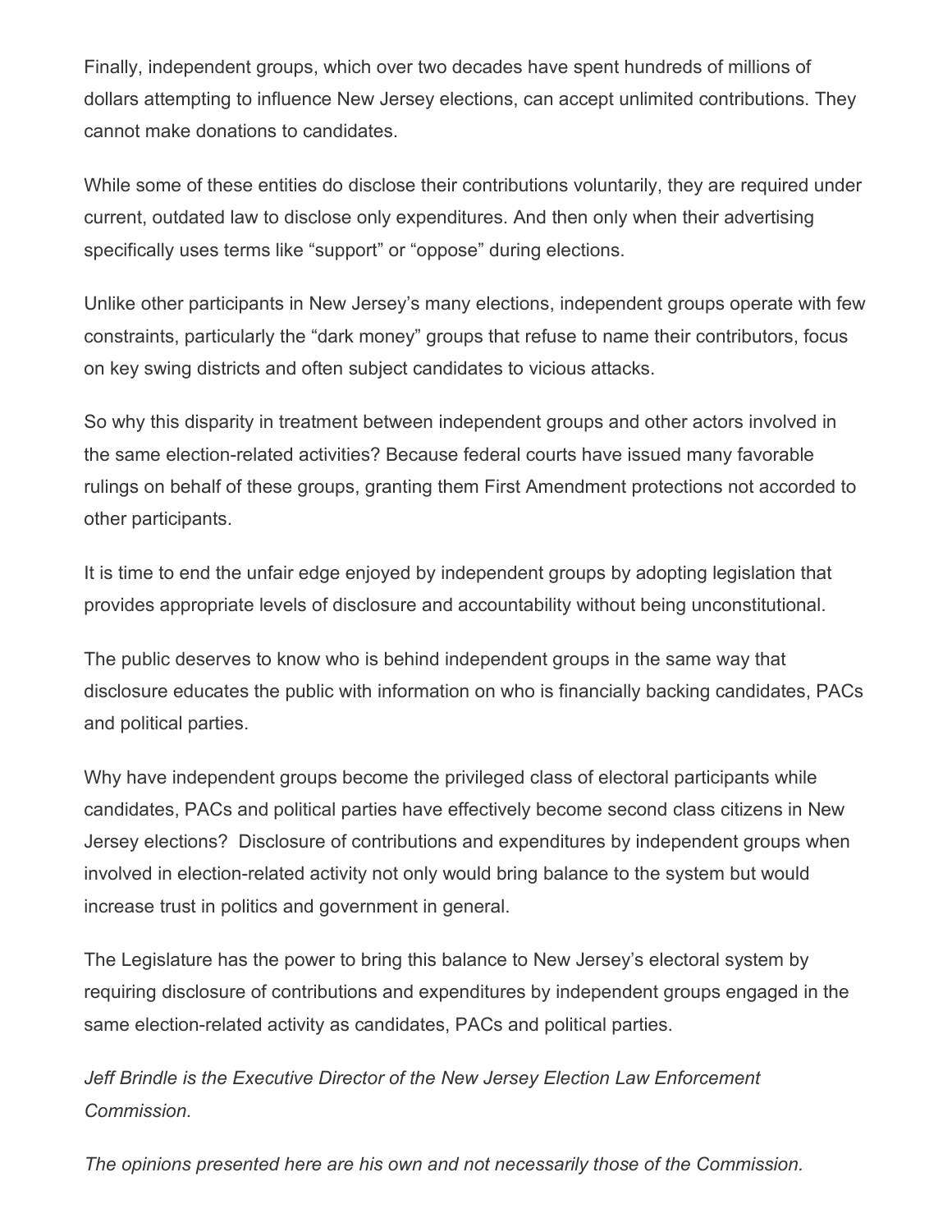Finally, independent groups, which over two decades have spent hundreds of millions of dollars attempting to influence New Jersey elections, can accept unlimited contributions. They cannot make donations to candidates.

While some of these entities do disclose their contributions voluntarily, they are required under current, outdated law to disclose only expenditures. And then only when their advertising specifically uses terms like "support" or "oppose" during elections.

Unlike other participants in New Jersey's many elections, independent groups operate with few constraints, particularly the "dark money" groups that refuse to name their contributors, focus on key swing districts and often subject candidates to vicious attacks.

So why this disparity in treatment between independent groups and other actors involved in the same election-related activities? Because federal courts have issued many favorable rulings on behalf of these groups, granting them First Amendment protections not accorded to other participants.

It is time to end the unfair edge enjoyed by independent groups by adopting legislation that provides appropriate levels of disclosure and accountability without being unconstitutional.

The public deserves to know who is behind independent groups in the same way that disclosure educates the public with information on who is financially backing candidates, PACs and political parties.

Why have independent groups become the privileged class of electoral participants while candidates, PACs and political parties have effectively become second class citizens in New Jersey elections? Disclosure of contributions and expenditures by independent groups when involved in election-related activity not only would bring balance to the system but would increase trust in politics and government in general.

The Legislature has the power to bring this balance to New Jersey's electoral system by requiring disclosure of contributions and expenditures by independent groups engaged in the same election-related activity as candidates, PACs and political parties.

*Jeff Brindle is the Executive Director of the New Jersey Election Law Enforcement Commission.*

*The opinions presented here are his own and not necessarily those of the Commission.*